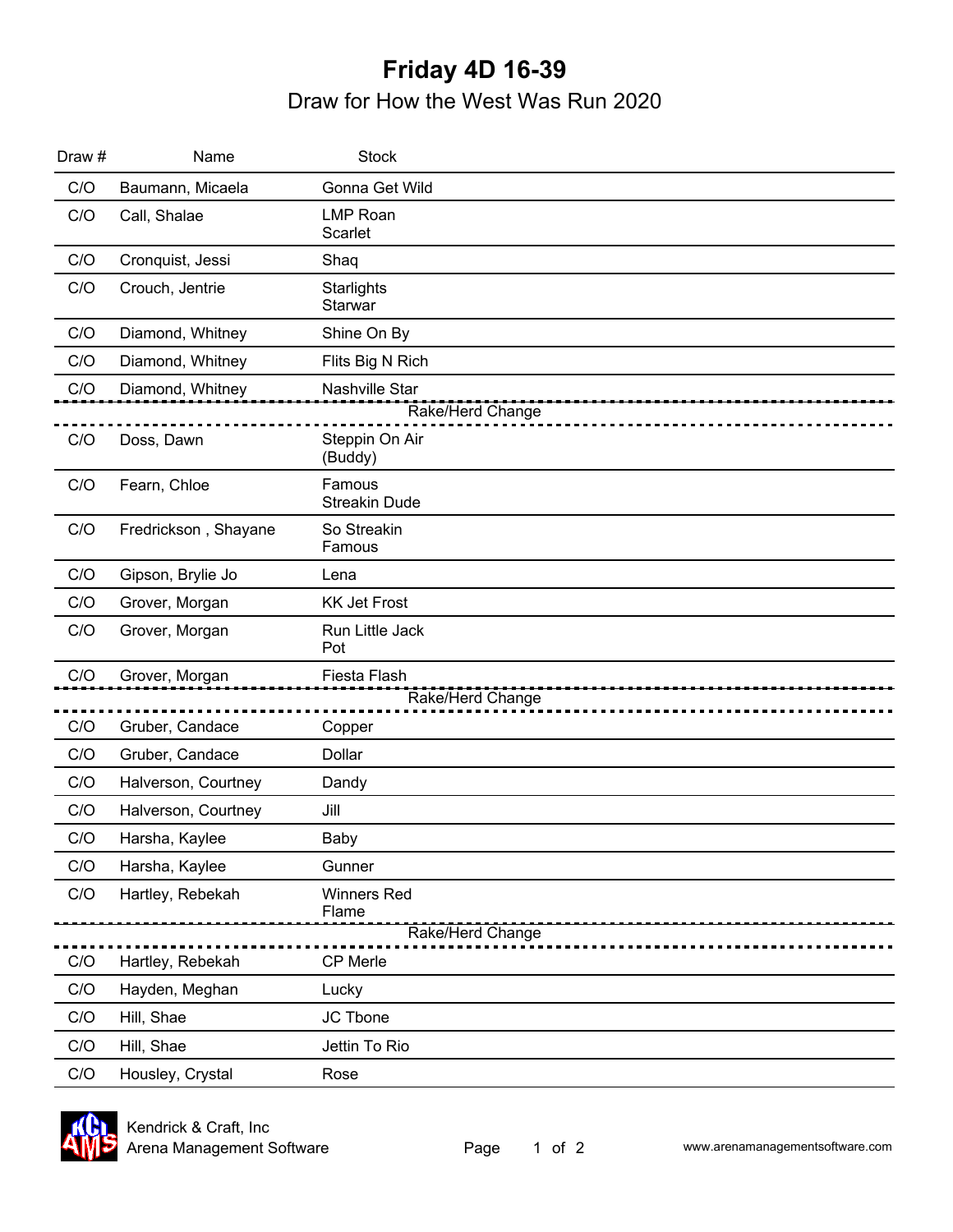# Friday 4D 16-39

## Draw for How the West Was Run 2020

| Draw # | Name | Stock |
|---|---|---|
| C/O | Baumann, Micaela | Gonna Get Wild |
| C/O | Call, Shalae | LMP Roan Scarlet |
| C/O | Cronquist, Jessi | Shaq |
| C/O | Crouch, Jentrie | Starlights Starwar |
| C/O | Diamond, Whitney | Shine On By |
| C/O | Diamond, Whitney | Flits Big N Rich |
| C/O | Diamond, Whitney | Nashville Star |
| | Rake/Herd Change | |
| C/O | Doss, Dawn | Steppin On Air (Buddy) |
| C/O | Fearn, Chloe | Famous Streakin Dude |
| C/O | Fredrickson , Shayane | So Streakin Famous |
| C/O | Gipson, Brylie Jo | Lena |
| C/O | Grover, Morgan | KK Jet Frost |
| C/O | Grover, Morgan | Run Little Jack Pot |
| C/O | Grover, Morgan | Fiesta Flash |
| | Rake/Herd Change | |
| C/O | Gruber, Candace | Copper |
| C/O | Gruber, Candace | Dollar |
| C/O | Halverson, Courtney | Dandy |
| C/O | Halverson, Courtney | Jill |
| C/O | Harsha, Kaylee | Baby |
| C/O | Harsha, Kaylee | Gunner |
| C/O | Hartley, Rebekah | Winners Red Flame |
| | Rake/Herd Change | |
| C/O | Hartley, Rebekah | CP Merle |
| C/O | Hayden, Meghan | Lucky |
| C/O | Hill, Shae | JC Tbone |
| C/O | Hill, Shae | Jettin To Rio |
| C/O | Housley, Crystal | Rose |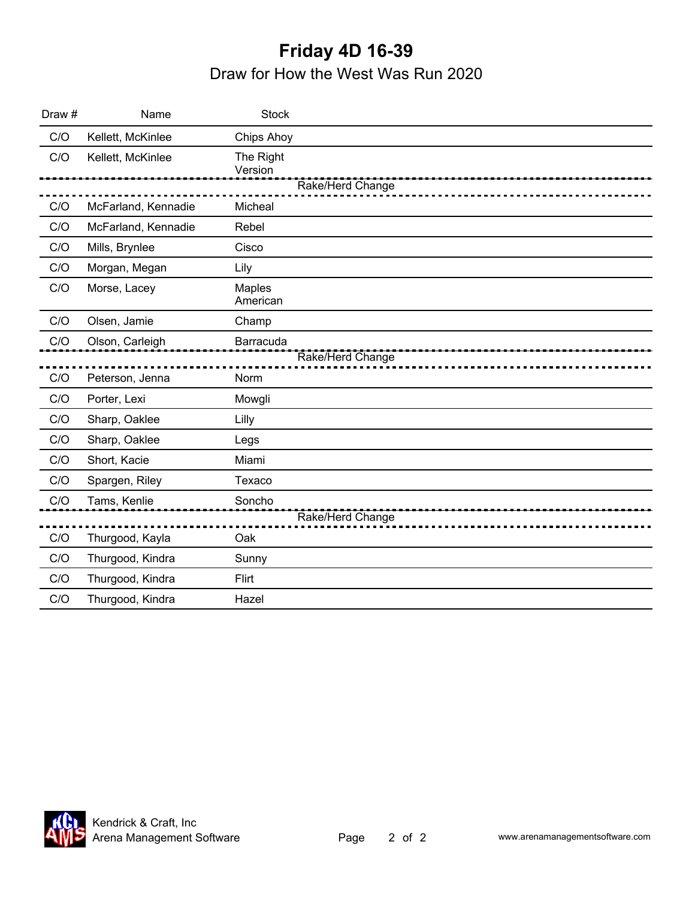# Friday 4D 16-39

Draw for How the West Was Run 2020

| Draw # | Name | Stock |
|---|---|---|
| C/O | Kellett, McKinlee | Chips Ahoy |
| C/O | Kellett, McKinlee | The Right Version |
| | Rake/Herd Change | |
| C/O | McFarland, Kennadie | Micheal |
| C/O | McFarland, Kennadie | Rebel |
| C/O | Mills, Brynlee | Cisco |
| C/O | Morgan, Megan | Lily |
| C/O | Morse, Lacey | Maples American |
| C/O | Olsen, Jamie | Champ |
| C/O | Olson, Carleigh | Barracuda |
| | Rake/Herd Change | |
| C/O | Peterson, Jenna | Norm |
| C/O | Porter, Lexi | Mowgli |
| C/O | Sharp, Oaklee | Lilly |
| C/O | Sharp, Oaklee | Legs |
| C/O | Short, Kacie | Miami |
| C/O | Spargen, Riley | Texaco |
| C/O | Tams, Kenlie | Soncho |
| | Rake/Herd Change | |
| C/O | Thurgood, Kayla | Oak |
| C/O | Thurgood, Kindra | Sunny |
| C/O | Thurgood, Kindra | Flirt |
| C/O | Thurgood, Kindra | Hazel |

Kendrick & Craft, Inc
Arena Management Software

www.arenamanagementsoftware.com